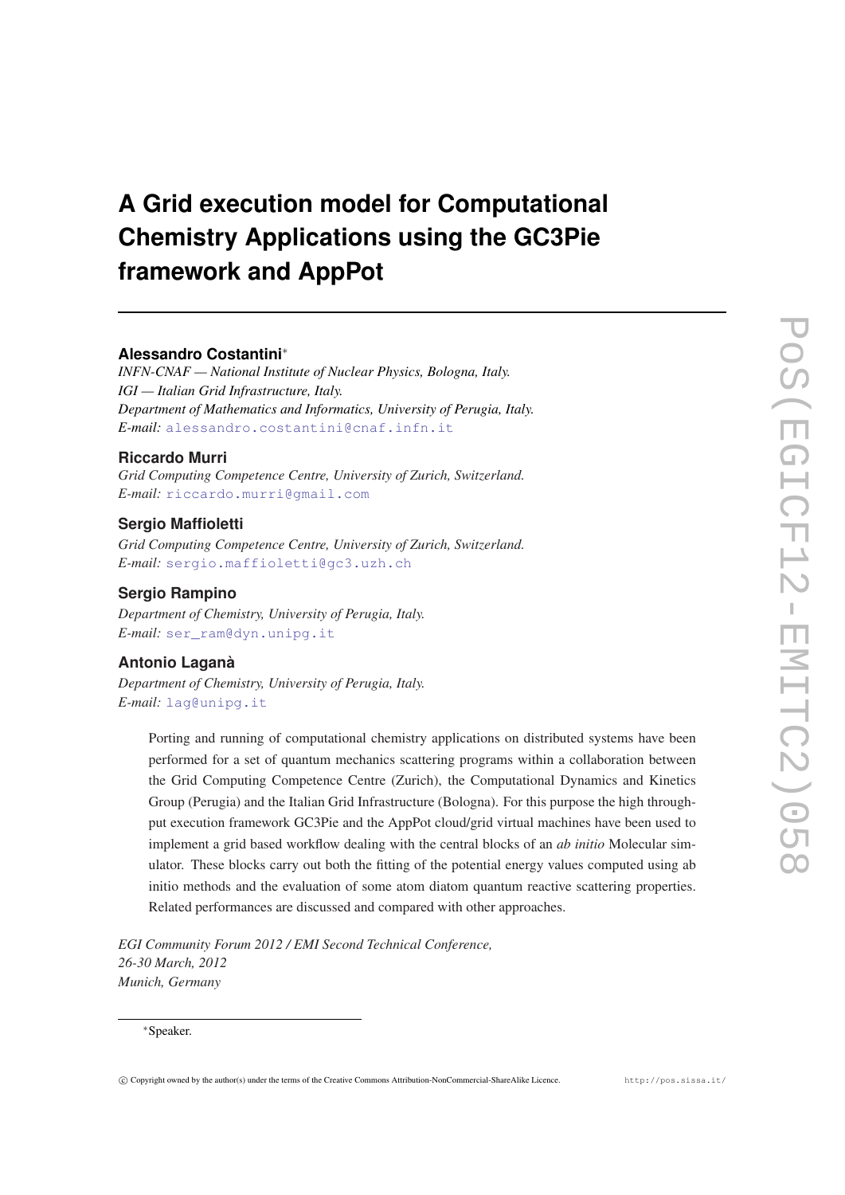# A Grid execution model for Computational Chemistry Applications using the GC3Pie framework and AppPot

**Alessandro Costantini***

*INFN-CNAF — National Institute of Nuclear Physics, Bologna, Italy.*
*IGI — Italian Grid Infrastructure, Italy.*
*Department of Mathematics and Informatics, University of Perugia, Italy.*
*E-mail:* alessandro.costantini@cnaf.infn.it

**Riccardo Murri**

*Grid Computing Competence Centre, University of Zurich, Switzerland.*
*E-mail:* riccardo.murri@gmail.com

**Sergio Maffioletti**

*Grid Computing Competence Centre, University of Zurich, Switzerland.*
*E-mail:* sergio.maffioletti@gc3.uzh.ch

**Sergio Rampino**

*Department of Chemistry, University of Perugia, Italy.*
*E-mail:* ser_ram@dyn.unipg.it

**Antonio Laganà**

*Department of Chemistry, University of Perugia, Italy.*
*E-mail:* lag@unipg.it

Porting and running of computational chemistry applications on distributed systems have been performed for a set of quantum mechanics scattering programs within a collaboration between the Grid Computing Competence Centre (Zurich), the Computational Dynamics and Kinetics Group (Perugia) and the Italian Grid Infrastructure (Bologna). For this purpose the high throughput execution framework GC3Pie and the AppPot cloud/grid virtual machines have been used to implement a grid based workflow dealing with the central blocks of an *ab initio* Molecular simulator. These blocks carry out both the fitting of the potential energy values computed using ab initio methods and the evaluation of some atom diatom quantum reactive scattering properties. Related performances are discussed and compared with other approaches.

*EGI Community Forum 2012 / EMI Second Technical Conference,*
*26-30 March, 2012*
*Munich, Germany*

*Speaker.

© Copyright owned by the author(s) under the terms of the Creative Commons Attribution-NonCommercial-ShareAlike Licence. http://pos.sissa.it/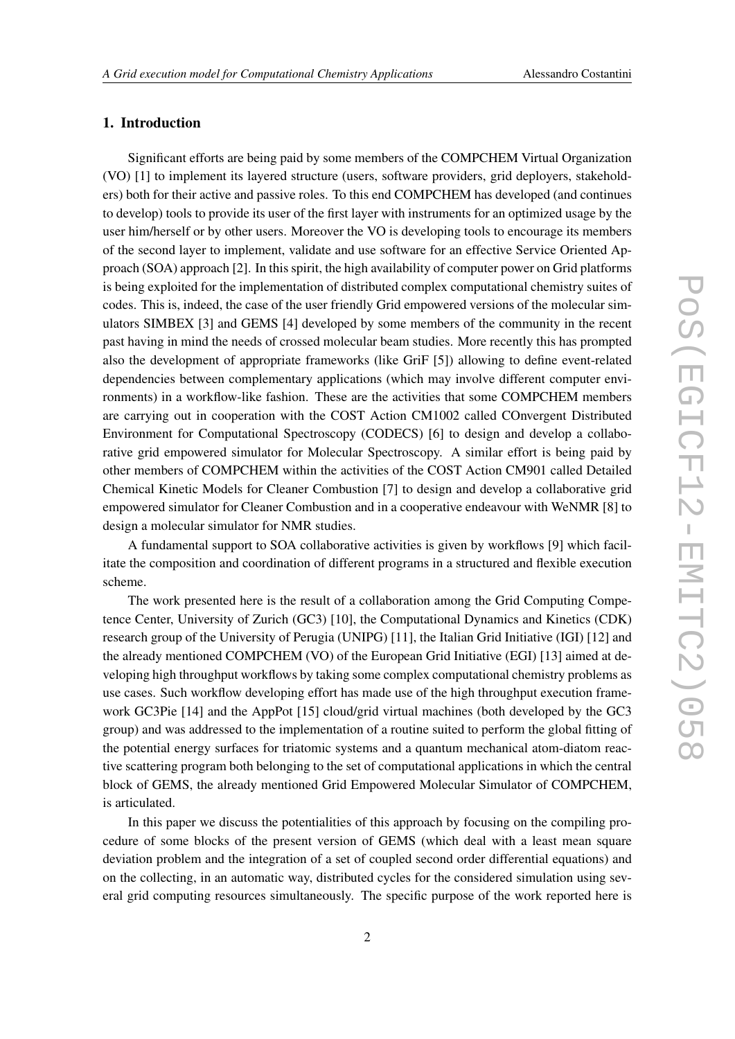## 1. Introduction

Significant efforts are being paid by some members of the COMPCHEM Virtual Organization (VO) [1] to implement its layered structure (users, software providers, grid deployers, stakeholders) both for their active and passive roles. To this end COMPCHEM has developed (and continues to develop) tools to provide its user of the first layer with instruments for an optimized usage by the user him/herself or by other users. Moreover the VO is developing tools to encourage its members of the second layer to implement, validate and use software for an effective Service Oriented Approach (SOA) approach [2]. In this spirit, the high availability of computer power on Grid platforms is being exploited for the implementation of distributed complex computational chemistry suites of codes. This is, indeed, the case of the user friendly Grid empowered versions of the molecular simulators SIMBEX [3] and GEMS [4] developed by some members of the community in the recent past having in mind the needs of crossed molecular beam studies. More recently this has prompted also the development of appropriate frameworks (like GriF [5]) allowing to define event-related dependencies between complementary applications (which may involve different computer environments) in a workflow-like fashion. These are the activities that some COMPCHEM members are carrying out in cooperation with the COST Action CM1002 called COnvergent Distributed Environment for Computational Spectroscopy (CODECS) [6] to design and develop a collaborative grid empowered simulator for Molecular Spectroscopy. A similar effort is being paid by other members of COMPCHEM within the activities of the COST Action CM901 called Detailed Chemical Kinetic Models for Cleaner Combustion [7] to design and develop a collaborative grid empowered simulator for Cleaner Combustion and in a cooperative endeavour with WeNMR [8] to design a molecular simulator for NMR studies.

A fundamental support to SOA collaborative activities is given by workflows [9] which facilitate the composition and coordination of different programs in a structured and flexible execution scheme.

The work presented here is the result of a collaboration among the Grid Computing Competence Center, University of Zurich (GC3) [10], the Computational Dynamics and Kinetics (CDK) research group of the University of Perugia (UNIPG) [11], the Italian Grid Initiative (IGI) [12] and the already mentioned COMPCHEM (VO) of the European Grid Initiative (EGI) [13] aimed at developing high throughput workflows by taking some complex computational chemistry problems as use cases. Such workflow developing effort has made use of the high throughput execution framework GC3Pie [14] and the AppPot [15] cloud/grid virtual machines (both developed by the GC3 group) and was addressed to the implementation of a routine suited to perform the global fitting of the potential energy surfaces for triatomic systems and a quantum mechanical atom-diatom reactive scattering program both belonging to the set of computational applications in which the central block of GEMS, the already mentioned Grid Empowered Molecular Simulator of COMPCHEM, is articulated.

In this paper we discuss the potentialities of this approach by focusing on the compiling procedure of some blocks of the present version of GEMS (which deal with a least mean square deviation problem and the integration of a set of coupled second order differential equations) and on the collecting, in an automatic way, distributed cycles for the considered simulation using several grid computing resources simultaneously. The specific purpose of the work reported here is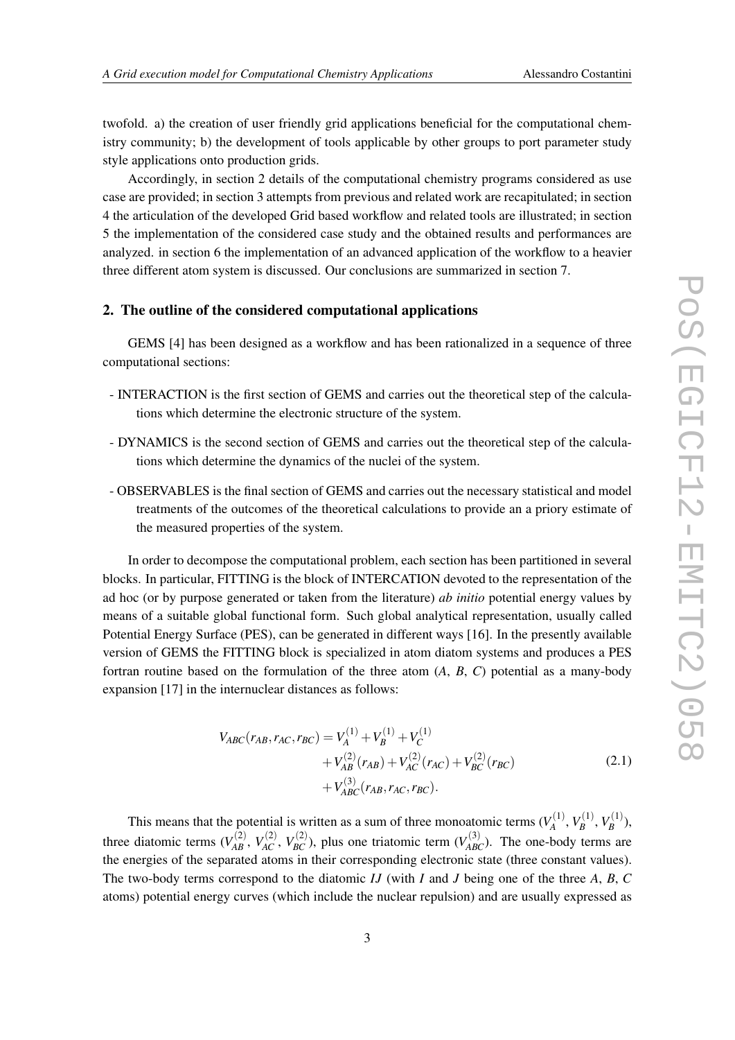twofold. a) the creation of user friendly grid applications beneficial for the computational chemistry community; b) the development of tools applicable by other groups to port parameter study style applications onto production grids.

Accordingly, in section 2 details of the computational chemistry programs considered as use case are provided; in section 3 attempts from previous and related work are recapitulated; in section 4 the articulation of the developed Grid based workflow and related tools are illustrated; in section 5 the implementation of the considered case study and the obtained results and performances are analyzed. in section 6 the implementation of an advanced application of the workflow to a heavier three different atom system is discussed. Our conclusions are summarized in section 7.

## 2. The outline of the considered computational applications

GEMS [4] has been designed as a workflow and has been rationalized in a sequence of three computational sections:

- INTERACTION is the first section of GEMS and carries out the theoretical step of the calculations which determine the electronic structure of the system.
- DYNAMICS is the second section of GEMS and carries out the theoretical step of the calculations which determine the dynamics of the nuclei of the system.
- OBSERVABLES is the final section of GEMS and carries out the necessary statistical and model treatments of the outcomes of the theoretical calculations to provide an a priory estimate of the measured properties of the system.

In order to decompose the computational problem, each section has been partitioned in several blocks. In particular, FITTING is the block of INTERCATION devoted to the representation of the ad hoc (or by purpose generated or taken from the literature) *ab initio* potential energy values by means of a suitable global functional form. Such global analytical representation, usually called Potential Energy Surface (PES), can be generated in different ways [16]. In the presently available version of GEMS the FITTING block is specialized in atom diatom systems and produces a PES fortran routine based on the formulation of the three atom ($A$, $B$, $C$) potential as a many-body expansion [17] in the internuclear distances as follows:

$$
\begin{aligned}
V_{ABC}(r_{AB}, r_{AC}, r_{BC}) = {} & V_A^{(1)} + V_B^{(1)} + V_C^{(1)} \\
& + V_{AB}^{(2)}(r_{AB}) + V_{AC}^{(2)}(r_{AC}) + V_{BC}^{(2)}(r_{BC}) \\
& + V_{ABC}^{(3)}(r_{AB}, r_{AC}, r_{BC}).
\end{aligned}
\tag{2.1}
$$

This means that the potential is written as a sum of three monoatomic terms ($V_A^{(1)}$, $V_B^{(1)}$, $V_B^{(1)}$), three diatomic terms ($V_{AB}^{(2)}$, $V_{AC}^{(2)}$, $V_{BC}^{(2)}$), plus one triatomic term ($V_{ABC}^{(3)}$). The one-body terms are the energies of the separated atoms in their corresponding electronic state (three constant values). The two-body terms correspond to the diatomic $IJ$ (with $I$ and $J$ being one of the three $A$, $B$, $C$ atoms) potential energy curves (which include the nuclear repulsion) and are usually expressed as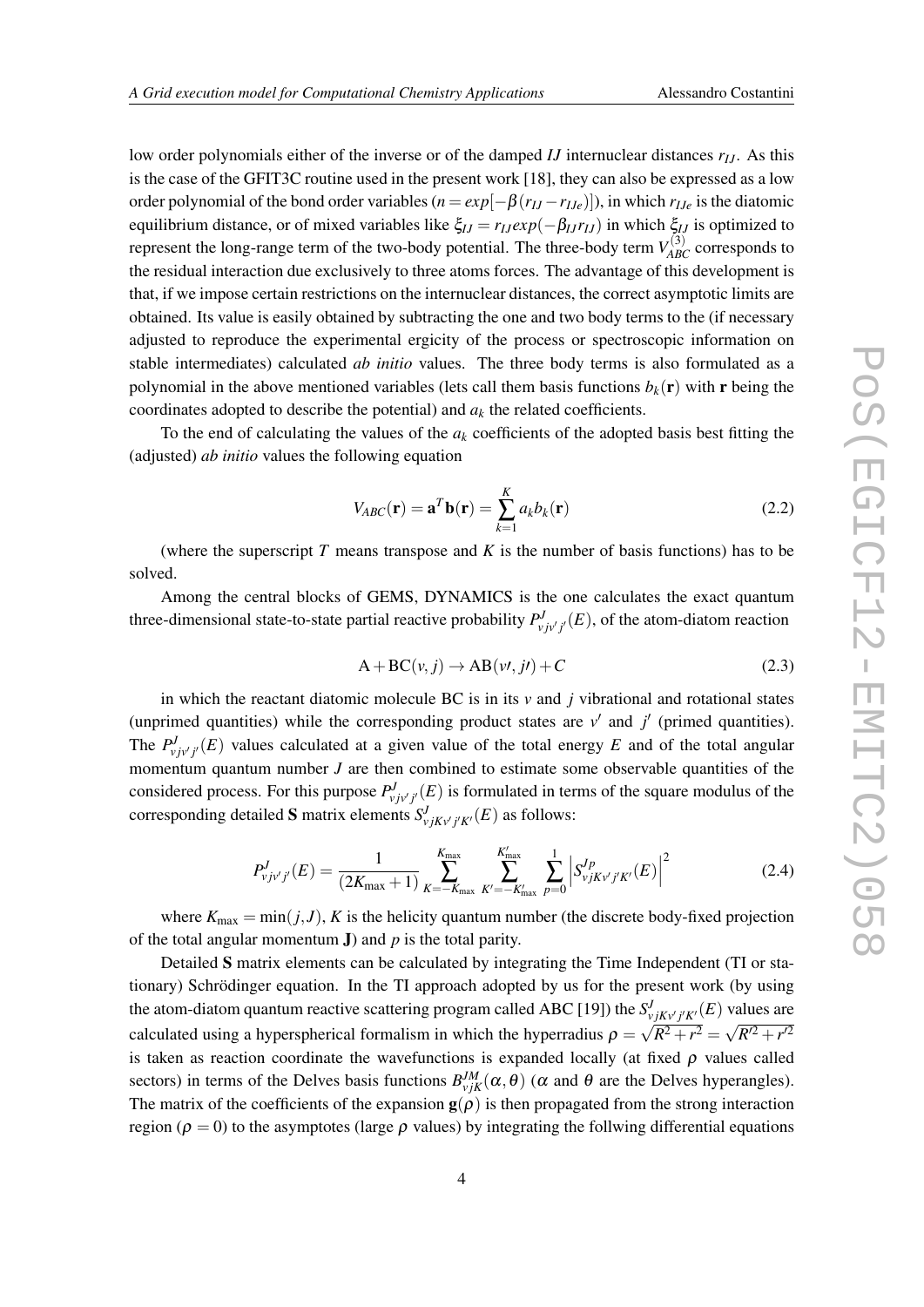low order polynomials either of the inverse or of the damped $IJ$ internuclear distances $r_{IJ}$. As this is the case of the GFIT3C routine used in the present work [18], they can also be expressed as a low order polynomial of the bond order variables ($n = exp[-\beta(r_{IJ} - r_{IJe})]$), in which $r_{IJe}$ is the diatomic equilibrium distance, or of mixed variables like $\xi_{IJ} = r_{IJ} exp(-\beta_{IJ} r_{IJ})$ in which $\xi_{IJ}$ is optimized to represent the long-range term of the two-body potential. The three-body term $V^{(3)}_{ABC}$ corresponds to the residual interaction due exclusively to three atoms forces. The advantage of this development is that, if we impose certain restrictions on the internuclear distances, the correct asymptotic limits are obtained. Its value is easily obtained by subtracting the one and two body terms to the (if necessary adjusted to reproduce the experimental ergicity of the process or spectroscopic information on stable intermediates) calculated *ab initio* values. The three body terms is also formulated as a polynomial in the above mentioned variables (lets call them basis functions $b_k(\mathbf{r})$ with $\mathbf{r}$ being the coordinates adopted to describe the potential) and $a_k$ the related coefficients.

To the end of calculating the values of the $a_k$ coefficients of the adopted basis best fitting the (adjusted) *ab initio* values the following equation

$$V_{ABC}(\mathbf{r}) = \mathbf{a}^T \mathbf{b}(\mathbf{r}) = \sum_{k=1}^{K} a_k b_k(\mathbf{r}) \tag{2.2}$$

(where the superscript $T$ means transpose and $K$ is the number of basis functions) has to be solved.

Among the central blocks of GEMS, DYNAMICS is the one calculates the exact quantum three-dimensional state-to-state partial reactive probability $P^J_{vjv'j'}(E)$, of the atom-diatom reaction

$$\mathrm{A} + \mathrm{BC}(v, j) \rightarrow \mathrm{AB}(v\prime, j\prime) + C \tag{2.3}$$

in which the reactant diatomic molecule BC is in its $v$ and $j$ vibrational and rotational states (unprimed quantities) while the corresponding product states are $v'$ and $j'$ (primed quantities). The $P^J_{vjv'j'}(E)$ values calculated at a given value of the total energy $E$ and of the total angular momentum quantum number $J$ are then combined to estimate some observable quantities of the considered process. For this purpose $P^J_{vjv'j'}(E)$ is formulated in terms of the square modulus of the corresponding detailed **S** matrix elements $S^J_{vjKv'j'K'}(E)$ as follows:

$$P^J_{vjv'j'}(E) = \frac{1}{(2K_{\max}+1)} \sum_{K=-K_{\max}}^{K_{\max}} \sum_{K'=-K'_{\max}}^{K'_{\max}} \sum_{p=0}^{1} \left| S^{Jp}_{vjKv'j'K'}(E) \right|^2 \tag{2.4}$$

where $K_{\max} = \min(j, J)$, $K$ is the helicity quantum number (the discrete body-fixed projection of the total angular momentum $\mathbf{J}$) and $p$ is the total parity.

Detailed **S** matrix elements can be calculated by integrating the Time Independent (TI or stationary) Schrödinger equation. In the TI approach adopted by us for the present work (by using the atom-diatom quantum reactive scattering program called ABC [19]) the $S^J_{vjKv'j'K'}(E)$ values are calculated using a hyperspherical formalism in which the hyperradius $\rho = \sqrt{R^2 + r^2} = \sqrt{R'^2 + r'^2}$ is taken as reaction coordinate the wavefunctions is expanded locally (at fixed $\rho$ values called sectors) in terms of the Delves basis functions $B^{JM}_{vjK}(\alpha, \theta)$ ($\alpha$ and $\theta$ are the Delves hyperangles). The matrix of the coefficients of the expansion $\mathbf{g}(\rho)$ is then propagated from the strong interaction region ($\rho = 0$) to the asymptotes (large $\rho$ values) by integrating the follwing differential equations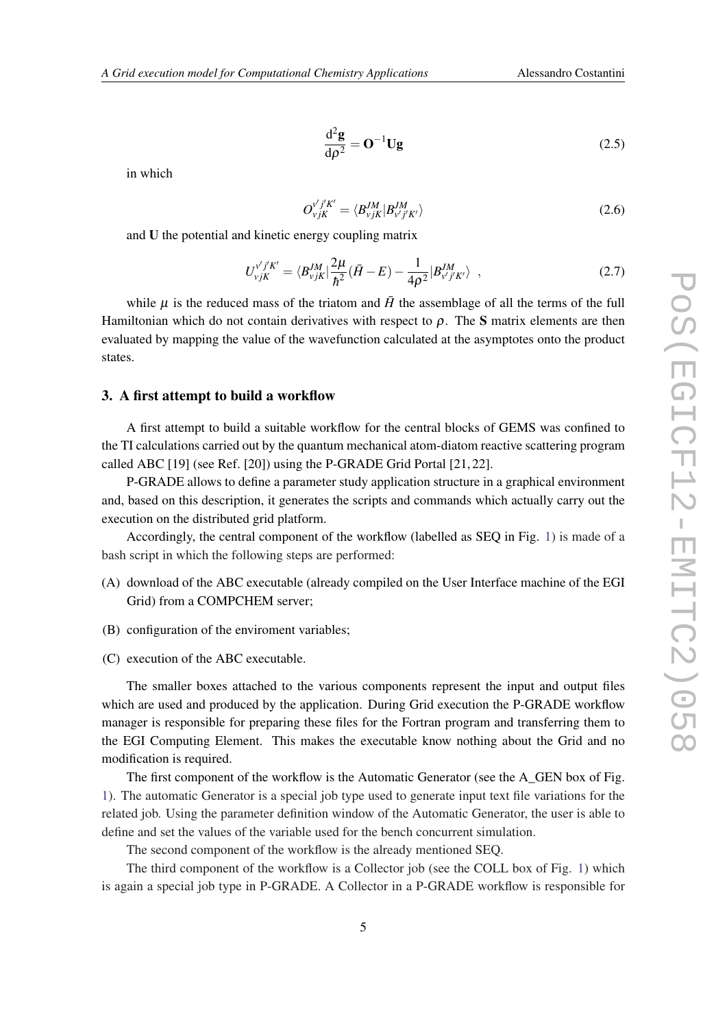$$\frac{d^2\mathbf{g}}{d\rho^2} = \mathbf{O}^{-1}\mathbf{U}\mathbf{g} \tag{2.5}$$

in which

$$O^{v'j'K'}_{vjK} = \langle B^{JM}_{vjK} | B^{JM}_{v'j'K'} \rangle \tag{2.6}$$

and $\mathbf{U}$ the potential and kinetic energy coupling matrix

$$U^{v'j'K'}_{vjK} = \langle B^{JM}_{vjK} | \frac{2\mu}{\hbar^2}(\bar{H} - E) - \frac{1}{4\rho^2} | B^{JM}_{v'j'K'} \rangle \ , \tag{2.7}$$

while $\mu$ is the reduced mass of the triatom and $\bar{H}$ the assemblage of all the terms of the full Hamiltonian which do not contain derivatives with respect to $\rho$. The $\mathbf{S}$ matrix elements are then evaluated by mapping the value of the wavefunction calculated at the asymptotes onto the product states.

## 3. A first attempt to build a workflow

A first attempt to build a suitable workflow for the central blocks of GEMS was confined to the TI calculations carried out by the quantum mechanical atom-diatom reactive scattering program called ABC [19] (see Ref. [20]) using the P-GRADE Grid Portal [21, 22].

P-GRADE allows to define a parameter study application structure in a graphical environment and, based on this description, it generates the scripts and commands which actually carry out the execution on the distributed grid platform.

Accordingly, the central component of the workflow (labelled as SEQ in Fig. 1) is made of a bash script in which the following steps are performed:

(A) download of the ABC executable (already compiled on the User Interface machine of the EGI Grid) from a COMPCHEM server;

(B) configuration of the enviroment variables;

(C) execution of the ABC executable.

The smaller boxes attached to the various components represent the input and output files which are used and produced by the application. During Grid execution the P-GRADE workflow manager is responsible for preparing these files for the Fortran program and transferring them to the EGI Computing Element. This makes the executable know nothing about the Grid and no modification is required.

The first component of the workflow is the Automatic Generator (see the A_GEN box of Fig. 1). The automatic Generator is a special job type used to generate input text file variations for the related job. Using the parameter definition window of the Automatic Generator, the user is able to define and set the values of the variable used for the bench concurrent simulation.

The second component of the workflow is the already mentioned SEQ.

The third component of the workflow is a Collector job (see the COLL box of Fig. 1) which is again a special job type in P-GRADE. A Collector in a P-GRADE workflow is responsible for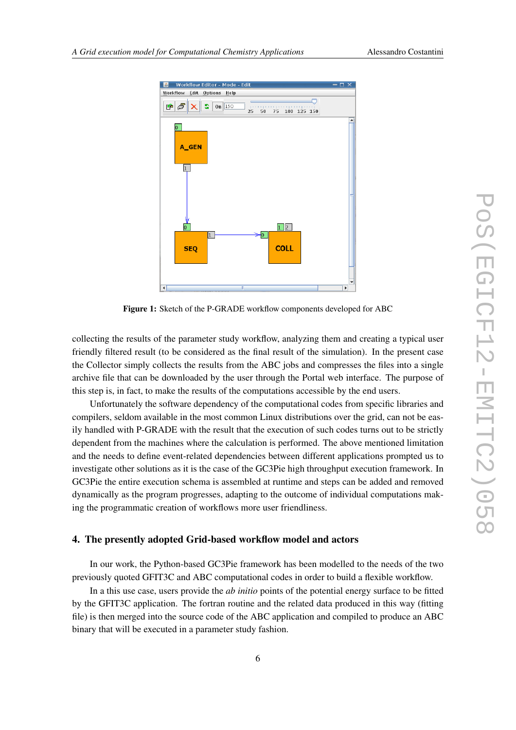**Figure 1:** Sketch of the P-GRADE workflow components developed for ABC

collecting the results of the parameter study workflow, analyzing them and creating a typical user friendly filtered result (to be considered as the final result of the simulation). In the present case the Collector simply collects the results from the ABC jobs and compresses the files into a single archive file that can be downloaded by the user through the Portal web interface. The purpose of this step is, in fact, to make the results of the computations accessible by the end users.

Unfortunately the software dependency of the computational codes from specific libraries and compilers, seldom available in the most common Linux distributions over the grid, can not be easily handled with P-GRADE with the result that the execution of such codes turns out to be strictly dependent from the machines where the calculation is performed. The above mentioned limitation and the needs to define event-related dependencies between different applications prompted us to investigate other solutions as it is the case of the GC3Pie high throughput execution framework. In GC3Pie the entire execution schema is assembled at runtime and steps can be added and removed dynamically as the program progresses, adapting to the outcome of individual computations making the programmatic creation of workflows more user friendliness.

## 4. The presently adopted Grid-based workflow model and actors

In our work, the Python-based GC3Pie framework has been modelled to the needs of the two previously quoted GFIT3C and ABC computational codes in order to build a flexible workflow.

In a this use case, users provide the *ab initio* points of the potential energy surface to be fitted by the GFIT3C application. The fortran routine and the related data produced in this way (fitting file) is then merged into the source code of the ABC application and compiled to produce an ABC binary that will be executed in a parameter study fashion.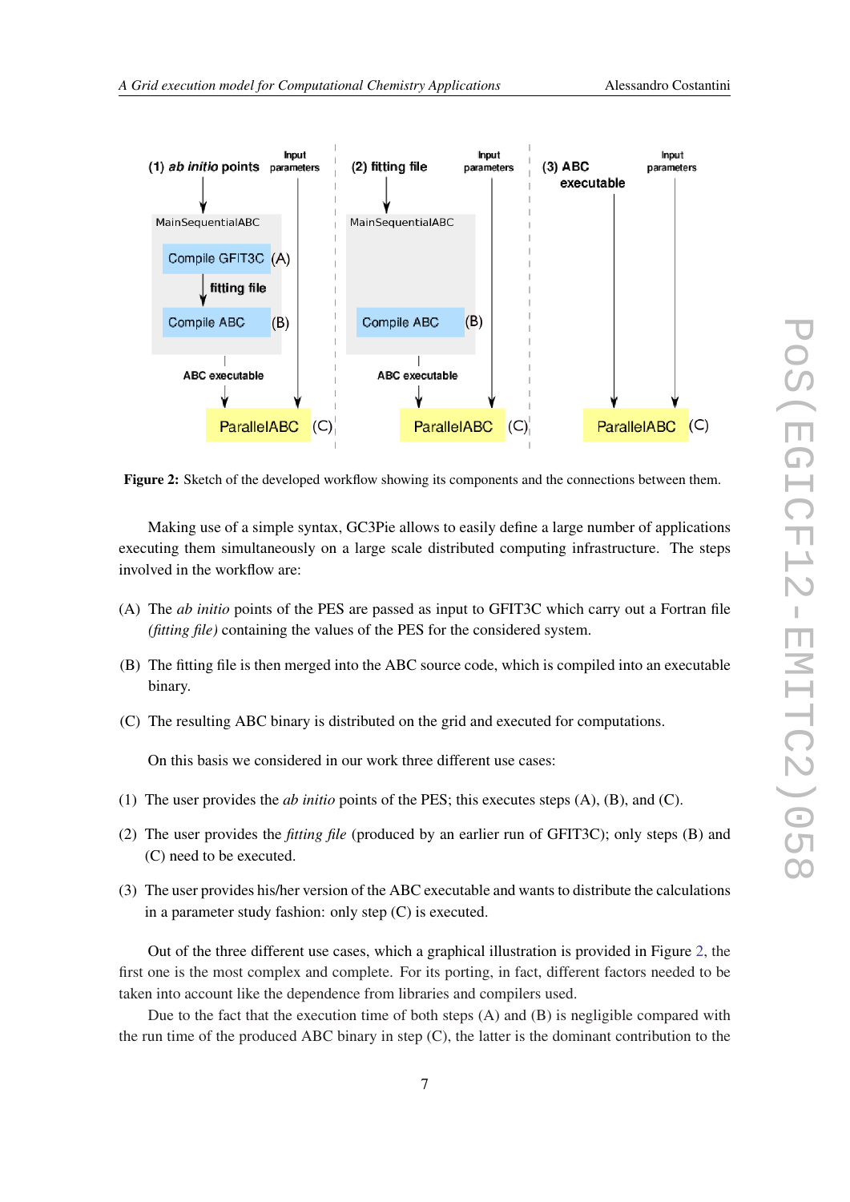Figure 2: Sketch of the developed workflow showing its components and the connections between them.

Making use of a simple syntax, GC3Pie allows to easily define a large number of applications executing them simultaneously on a large scale distributed computing infrastructure. The steps involved in the workflow are:

(A) The *ab initio* points of the PES are passed as input to GFIT3C which carry out a Fortran file *(fitting file)* containing the values of the PES for the considered system.

(B) The fitting file is then merged into the ABC source code, which is compiled into an executable binary.

(C) The resulting ABC binary is distributed on the grid and executed for computations.

On this basis we considered in our work three different use cases:

(1) The user provides the *ab initio* points of the PES; this executes steps (A), (B), and (C).

(2) The user provides the *fitting file* (produced by an earlier run of GFIT3C); only steps (B) and (C) need to be executed.

(3) The user provides his/her version of the ABC executable and wants to distribute the calculations in a parameter study fashion: only step (C) is executed.

Out of the three different use cases, which a graphical illustration is provided in Figure 2, the first one is the most complex and complete. For its porting, in fact, different factors needed to be taken into account like the dependence from libraries and compilers used.

Due to the fact that the execution time of both steps (A) and (B) is negligible compared with the run time of the produced ABC binary in step (C), the latter is the dominant contribution to the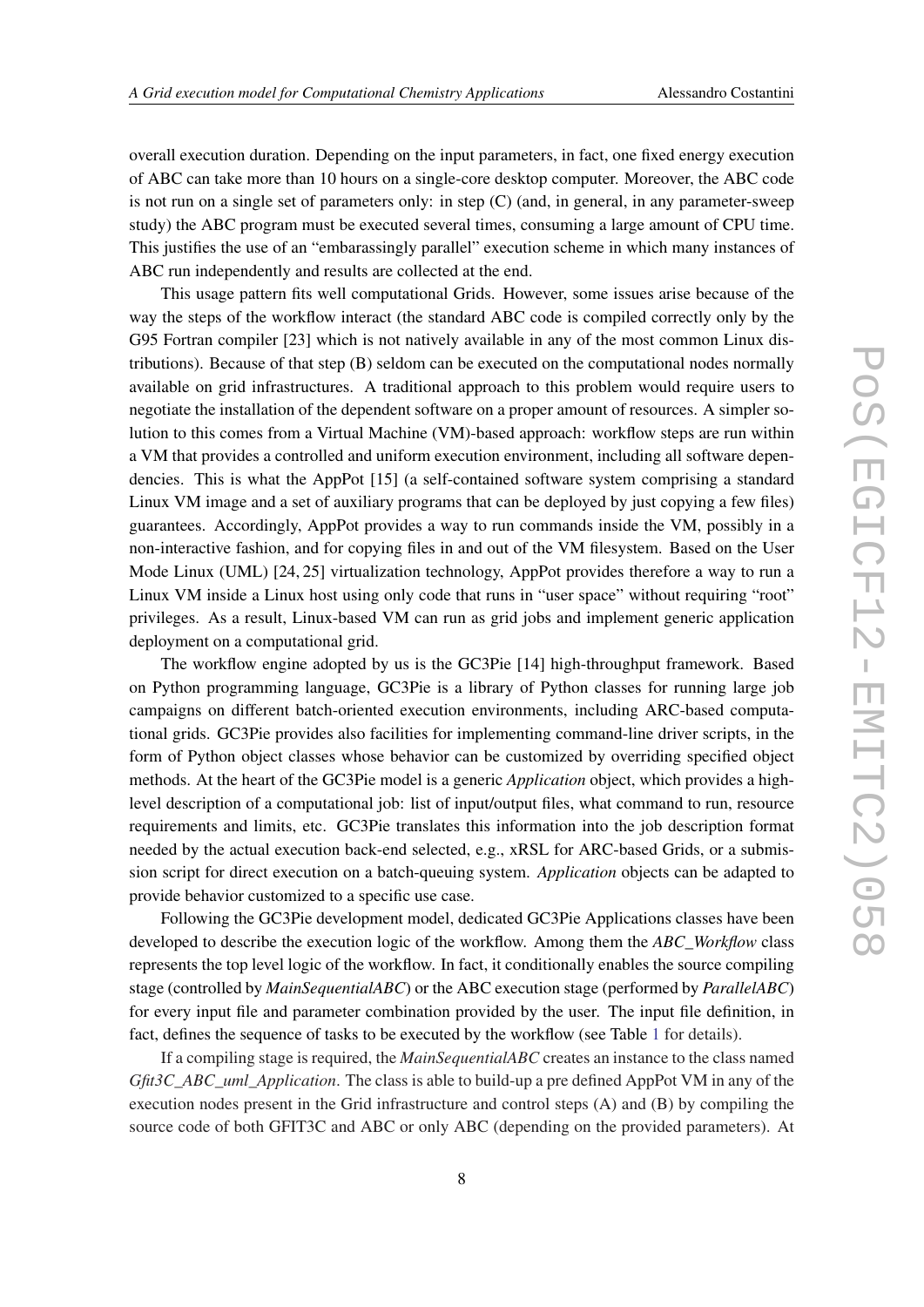overall execution duration. Depending on the input parameters, in fact, one fixed energy execution of ABC can take more than 10 hours on a single-core desktop computer. Moreover, the ABC code is not run on a single set of parameters only: in step (C) (and, in general, in any parameter-sweep study) the ABC program must be executed several times, consuming a large amount of CPU time. This justifies the use of an "embarassingly parallel" execution scheme in which many instances of ABC run independently and results are collected at the end.

This usage pattern fits well computational Grids. However, some issues arise because of the way the steps of the workflow interact (the standard ABC code is compiled correctly only by the G95 Fortran compiler [23] which is not natively available in any of the most common Linux distributions). Because of that step (B) seldom can be executed on the computational nodes normally available on grid infrastructures. A traditional approach to this problem would require users to negotiate the installation of the dependent software on a proper amount of resources. A simpler solution to this comes from a Virtual Machine (VM)-based approach: workflow steps are run within a VM that provides a controlled and uniform execution environment, including all software dependencies. This is what the AppPot [15] (a self-contained software system comprising a standard Linux VM image and a set of auxiliary programs that can be deployed by just copying a few files) guarantees. Accordingly, AppPot provides a way to run commands inside the VM, possibly in a non-interactive fashion, and for copying files in and out of the VM filesystem. Based on the User Mode Linux (UML) [24, 25] virtualization technology, AppPot provides therefore a way to run a Linux VM inside a Linux host using only code that runs in "user space" without requiring "root" privileges. As a result, Linux-based VM can run as grid jobs and implement generic application deployment on a computational grid.

The workflow engine adopted by us is the GC3Pie [14] high-throughput framework. Based on Python programming language, GC3Pie is a library of Python classes for running large job campaigns on different batch-oriented execution environments, including ARC-based computational grids. GC3Pie provides also facilities for implementing command-line driver scripts, in the form of Python object classes whose behavior can be customized by overriding specified object methods. At the heart of the GC3Pie model is a generic *Application* object, which provides a high-level description of a computational job: list of input/output files, what command to run, resource requirements and limits, etc. GC3Pie translates this information into the job description format needed by the actual execution back-end selected, e.g., xRSL for ARC-based Grids, or a submission script for direct execution on a batch-queuing system. *Application* objects can be adapted to provide behavior customized to a specific use case.

Following the GC3Pie development model, dedicated GC3Pie Applications classes have been developed to describe the execution logic of the workflow. Among them the *ABC_Workflow* class represents the top level logic of the workflow. In fact, it conditionally enables the source compiling stage (controlled by *MainSequentialABC*) or the ABC execution stage (performed by *ParallelABC*) for every input file and parameter combination provided by the user. The input file definition, in fact, defines the sequence of tasks to be executed by the workflow (see Table 1 for details).

If a compiling stage is required, the *MainSequentialABC* creates an instance to the class named *Gfit3C_ABC_uml_Application*. The class is able to build-up a pre defined AppPot VM in any of the execution nodes present in the Grid infrastructure and control steps (A) and (B) by compiling the source code of both GFIT3C and ABC or only ABC (depending on the provided parameters). At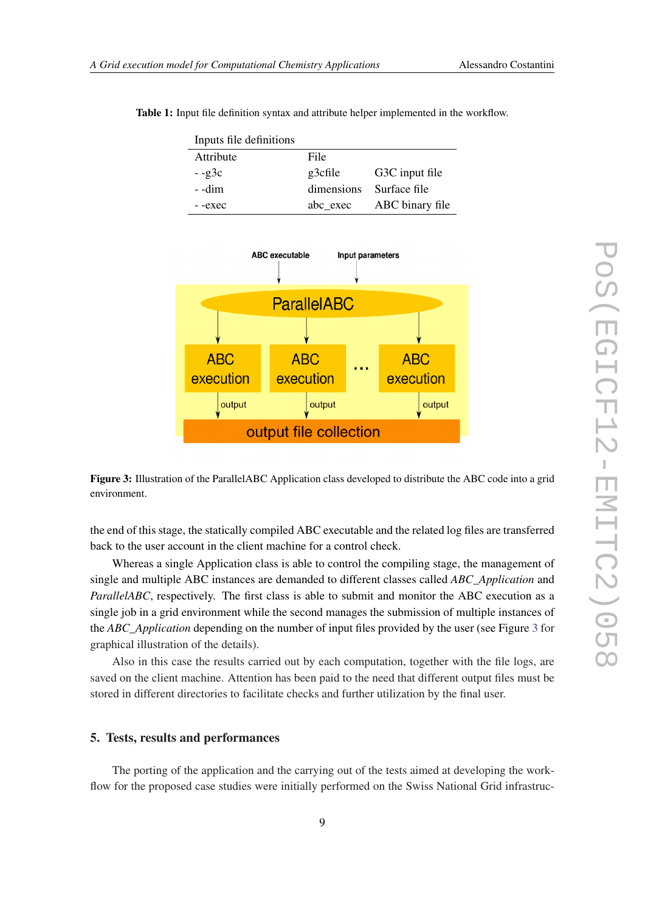**Table 1:** Input file definition syntax and attribute helper implemented in the workflow.

| Inputs file definitions | | |
|---|---|---|
| Attribute | File | |
| - -g3c | g3cfile | G3C input file |
| - -dim | dimensions | Surface file |
| - -exec | abc_exec | ABC binary file |

**Figure 3:** Illustration of the ParallelABC Application class developed to distribute the ABC code into a grid environment.

the end of this stage, the statically compiled ABC executable and the related log files are transferred back to the user account in the client machine for a control check.

Whereas a single Application class is able to control the compiling stage, the management of single and multiple ABC instances are demanded to different classes called *ABC_Application* and *ParallelABC*, respectively. The first class is able to submit and monitor the ABC execution as a single job in a grid environment while the second manages the submission of multiple instances of the *ABC_Application* depending on the number of input files provided by the user (see Figure 3 for graphical illustration of the details).

Also in this case the results carried out by each computation, together with the file logs, are saved on the client machine. Attention has been paid to the need that different output files must be stored in different directories to facilitate checks and further utilization by the final user.

## 5. Tests, results and performances

The porting of the application and the carrying out of the tests aimed at developing the workflow for the proposed case studies were initially performed on the Swiss National Grid infrastruc-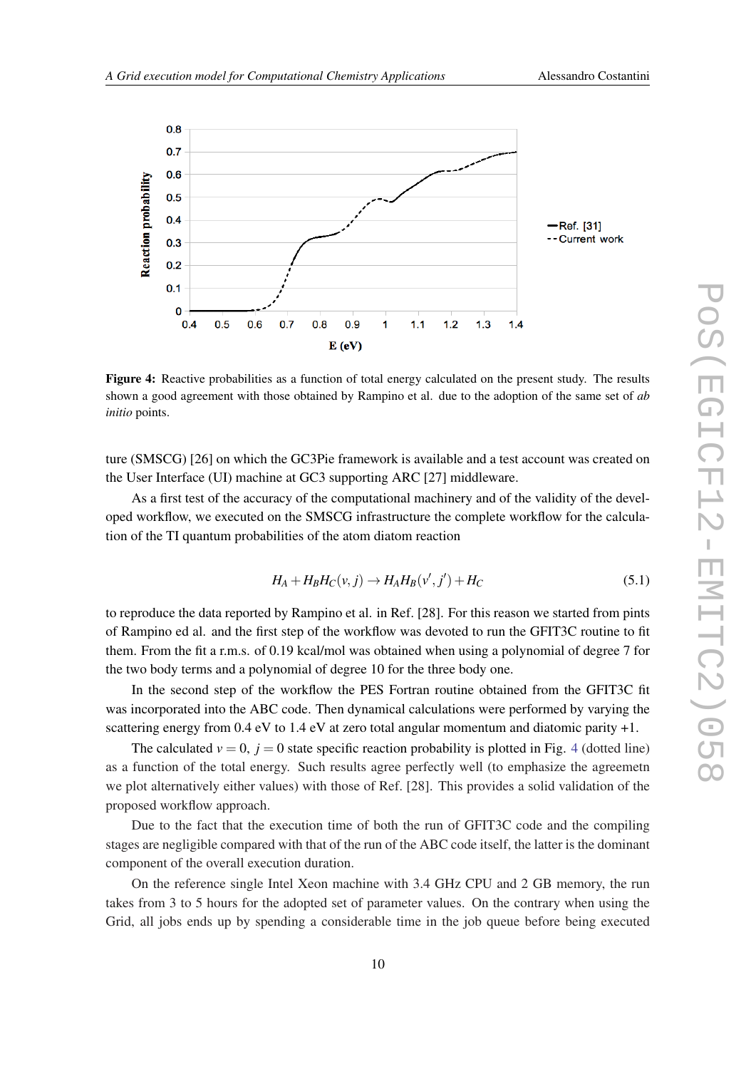**Figure 4:** Reactive probabilities as a function of total energy calculated on the present study. The results shown a good agreement with those obtained by Rampino et al. due to the adoption of the same set of *ab initio* points.

ture (SMSCG) [26] on which the GC3Pie framework is available and a test account was created on the User Interface (UI) machine at GC3 supporting ARC [27] middleware.

As a first test of the accuracy of the computational machinery and of the validity of the developed workflow, we executed on the SMSCG infrastructure the complete workflow for the calculation of the TI quantum probabilities of the atom diatom reaction

$$H_A + H_B H_C(v, j) \rightarrow H_A H_B(v', j') + H_C \tag{5.1}$$

to reproduce the data reported by Rampino et al. in Ref. [28]. For this reason we started from pints of Rampino ed al. and the first step of the workflow was devoted to run the GFIT3C routine to fit them. From the fit a r.m.s. of 0.19 kcal/mol was obtained when using a polynomial of degree 7 for the two body terms and a polynomial of degree 10 for the three body one.

In the second step of the workflow the PES Fortran routine obtained from the GFIT3C fit was incorporated into the ABC code. Then dynamical calculations were performed by varying the scattering energy from 0.4 eV to 1.4 eV at zero total angular momentum and diatomic parity +1.

The calculated $v = 0$, $j = 0$ state specific reaction probability is plotted in Fig. 4 (dotted line) as a function of the total energy. Such results agree perfectly well (to emphasize the agreemetn we plot alternatively either values) with those of Ref. [28]. This provides a solid validation of the proposed workflow approach.

Due to the fact that the execution time of both the run of GFIT3C code and the compiling stages are negligible compared with that of the run of the ABC code itself, the latter is the dominant component of the overall execution duration.

On the reference single Intel Xeon machine with 3.4 GHz CPU and 2 GB memory, the run takes from 3 to 5 hours for the adopted set of parameter values. On the contrary when using the Grid, all jobs ends up by spending a considerable time in the job queue before being executed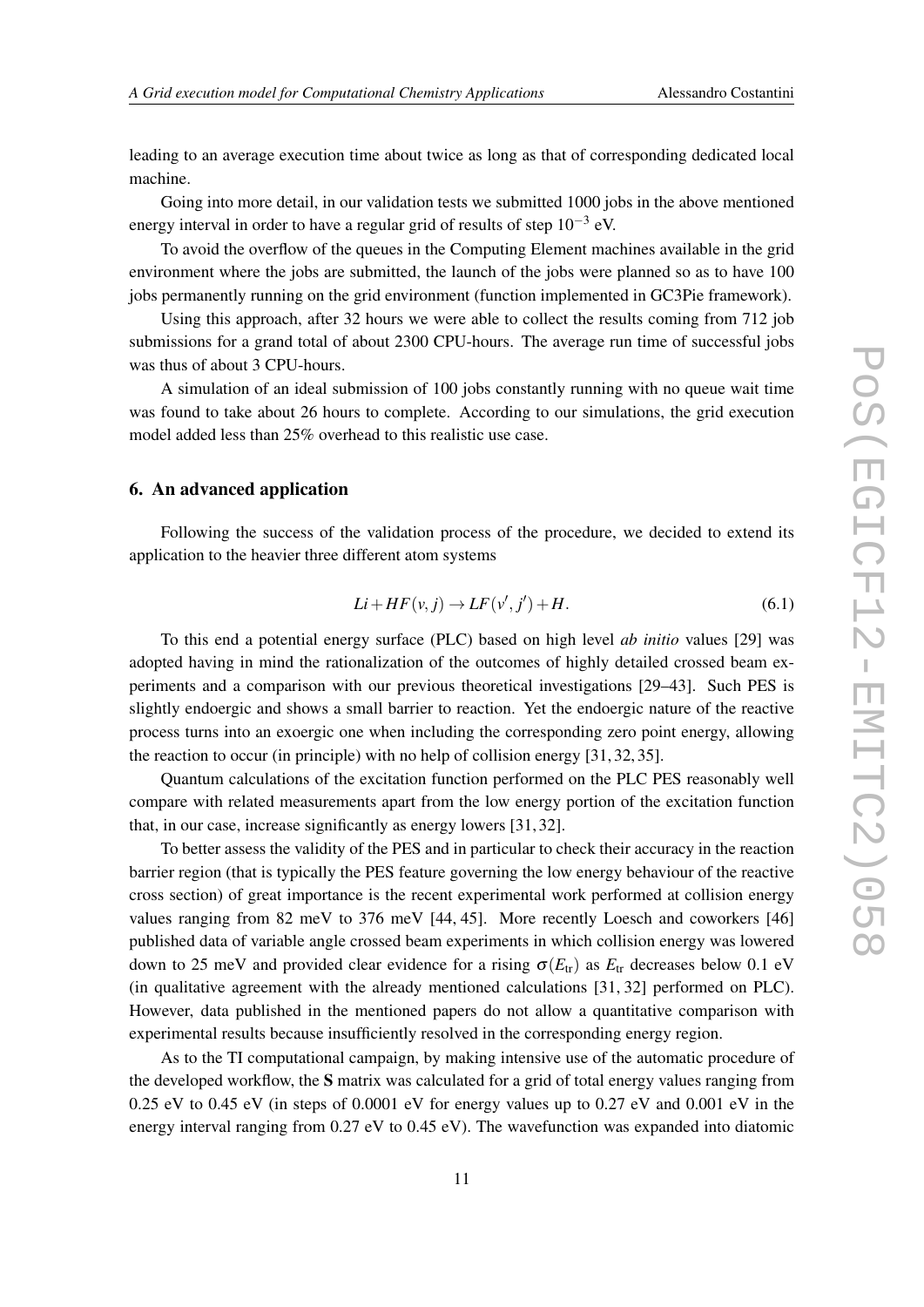leading to an average execution time about twice as long as that of corresponding dedicated local machine.

Going into more detail, in our validation tests we submitted 1000 jobs in the above mentioned energy interval in order to have a regular grid of results of step $10^{-3}$ eV.

To avoid the overflow of the queues in the Computing Element machines available in the grid environment where the jobs are submitted, the launch of the jobs were planned so as to have 100 jobs permanently running on the grid environment (function implemented in GC3Pie framework).

Using this approach, after 32 hours we were able to collect the results coming from 712 job submissions for a grand total of about 2300 CPU-hours. The average run time of successful jobs was thus of about 3 CPU-hours.

A simulation of an ideal submission of 100 jobs constantly running with no queue wait time was found to take about 26 hours to complete. According to our simulations, the grid execution model added less than 25% overhead to this realistic use case.

## 6. An advanced application

Following the success of the validation process of the procedure, we decided to extend its application to the heavier three different atom systems

$$Li + HF(v, j) \rightarrow LF(v', j') + H. \tag{6.1}$$

To this end a potential energy surface (PLC) based on high level *ab initio* values [29] was adopted having in mind the rationalization of the outcomes of highly detailed crossed beam experiments and a comparison with our previous theoretical investigations [29–43]. Such PES is slightly endoergic and shows a small barrier to reaction. Yet the endoergic nature of the reactive process turns into an exoergic one when including the corresponding zero point energy, allowing the reaction to occur (in principle) with no help of collision energy [31, 32, 35].

Quantum calculations of the excitation function performed on the PLC PES reasonably well compare with related measurements apart from the low energy portion of the excitation function that, in our case, increase significantly as energy lowers [31, 32].

To better assess the validity of the PES and in particular to check their accuracy in the reaction barrier region (that is typically the PES feature governing the low energy behaviour of the reactive cross section) of great importance is the recent experimental work performed at collision energy values ranging from 82 meV to 376 meV [44, 45]. More recently Loesch and coworkers [46] published data of variable angle crossed beam experiments in which collision energy was lowered down to 25 meV and provided clear evidence for a rising $\sigma(E_{tr})$ as $E_{tr}$ decreases below 0.1 eV (in qualitative agreement with the already mentioned calculations [31, 32] performed on PLC). However, data published in the mentioned papers do not allow a quantitative comparison with experimental results because insufficiently resolved in the corresponding energy region.

As to the TI computational campaign, by making intensive use of the automatic procedure of the developed workflow, the **S** matrix was calculated for a grid of total energy values ranging from 0.25 eV to 0.45 eV (in steps of 0.0001 eV for energy values up to 0.27 eV and 0.001 eV in the energy interval ranging from 0.27 eV to 0.45 eV). The wavefunction was expanded into diatomic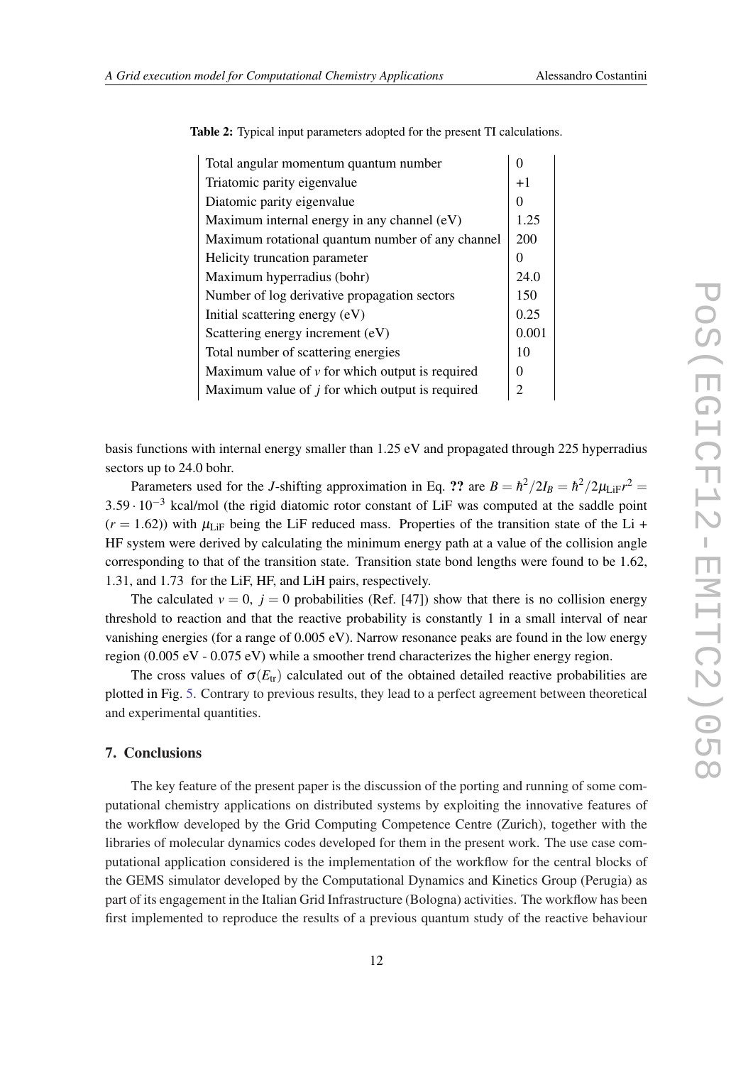**Table 2:** Typical input parameters adopted for the present TI calculations.

| Parameter | Value |
|---|---|
| Total angular momentum quantum number | 0 |
| Triatomic parity eigenvalue | +1 |
| Diatomic parity eigenvalue | 0 |
| Maximum internal energy in any channel (eV) | 1.25 |
| Maximum rotational quantum number of any channel | 200 |
| Helicity truncation parameter | 0 |
| Maximum hyperradius (bohr) | 24.0 |
| Number of log derivative propagation sectors | 150 |
| Initial scattering energy (eV) | 0.25 |
| Scattering energy increment (eV) | 0.001 |
| Total number of scattering energies | 10 |
| Maximum value of $v$ for which output is required | 0 |
| Maximum value of $j$ for which output is required | 2 |

basis functions with internal energy smaller than 1.25 eV and propagated through 225 hyperradius sectors up to 24.0 bohr.

Parameters used for the $J$-shifting approximation in Eq. **??** are $B = \hbar^2/2I_B = \hbar^2/2\mu_{\mathrm{LiF}}r^2 = 3.59 \cdot 10^{-3}$ kcal/mol (the rigid diatomic rotor constant of LiF was computed at the saddle point ($r = 1.62$)) with $\mu_{\mathrm{LiF}}$ being the LiF reduced mass. Properties of the transition state of the Li + HF system were derived by calculating the minimum energy path at a value of the collision angle corresponding to that of the transition state. Transition state bond lengths were found to be 1.62, 1.31, and 1.73 for the LiF, HF, and LiH pairs, respectively.

The calculated $v = 0$, $j = 0$ probabilities (Ref. [47]) show that there is no collision energy threshold to reaction and that the reactive probability is constantly 1 in a small interval of near vanishing energies (for a range of 0.005 eV). Narrow resonance peaks are found in the low energy region (0.005 eV - 0.075 eV) while a smoother trend characterizes the higher energy region.

The cross values of $\sigma(E_{\mathrm{tr}})$ calculated out of the obtained detailed reactive probabilities are plotted in Fig. 5. Contrary to previous results, they lead to a perfect agreement between theoretical and experimental quantities.

## 7. Conclusions

The key feature of the present paper is the discussion of the porting and running of some computational chemistry applications on distributed systems by exploiting the innovative features of the workflow developed by the Grid Computing Competence Centre (Zurich), together with the libraries of molecular dynamics codes developed for them in the present work. The use case computational application considered is the implementation of the workflow for the central blocks of the GEMS simulator developed by the Computational Dynamics and Kinetics Group (Perugia) as part of its engagement in the Italian Grid Infrastructure (Bologna) activities. The workflow has been first implemented to reproduce the results of a previous quantum study of the reactive behaviour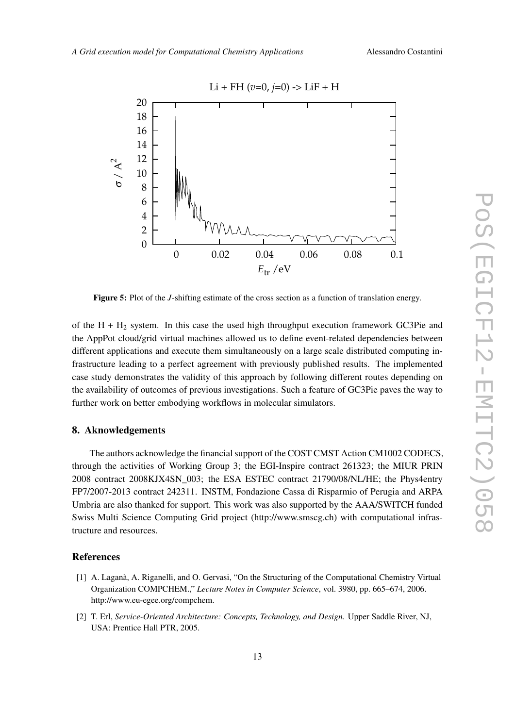Figure 5: Plot of the $J$-shifting estimate of the cross section as a function of translation energy.

of the $H + H_2$ system. In this case the used high throughput execution framework GC3Pie and the AppPot cloud/grid virtual machines allowed us to define event-related dependencies between different applications and execute them simultaneously on a large scale distributed computing infrastructure leading to a perfect agreement with previously published results. The implemented case study demonstrates the validity of this approach by following different routes depending on the availability of outcomes of previous investigations. Such a feature of GC3Pie paves the way to further work on better embodying workflows in molecular simulators.

## 8. Aknowledgements

The authors acknowledge the financial support of the COST CMST Action CM1002 CODECS, through the activities of Working Group 3; the EGI-Inspire contract 261323; the MIUR PRIN 2008 contract 2008KJX4SN_003; the ESA ESTEC contract 21790/08/NL/HE; the Phys4entry FP7/2007-2013 contract 242311. INSTM, Fondazione Cassa di Risparmio of Perugia and ARPA Umbria are also thanked for support. This work was also supported by the AAA/SWITCH funded Swiss Multi Science Computing Grid project (http://www.smscg.ch) with computational infrastructure and resources.

## References

[1] A. Laganà, A. Riganelli, and O. Gervasi, "On the Structuring of the Computational Chemistry Virtual Organization COMPCHEM.," *Lecture Notes in Computer Science*, vol. 3980, pp. 665–674, 2006. http://www.eu-egee.org/compchem.

[2] T. Erl, *Service-Oriented Architecture: Concepts, Technology, and Design.* Upper Saddle River, NJ, USA: Prentice Hall PTR, 2005.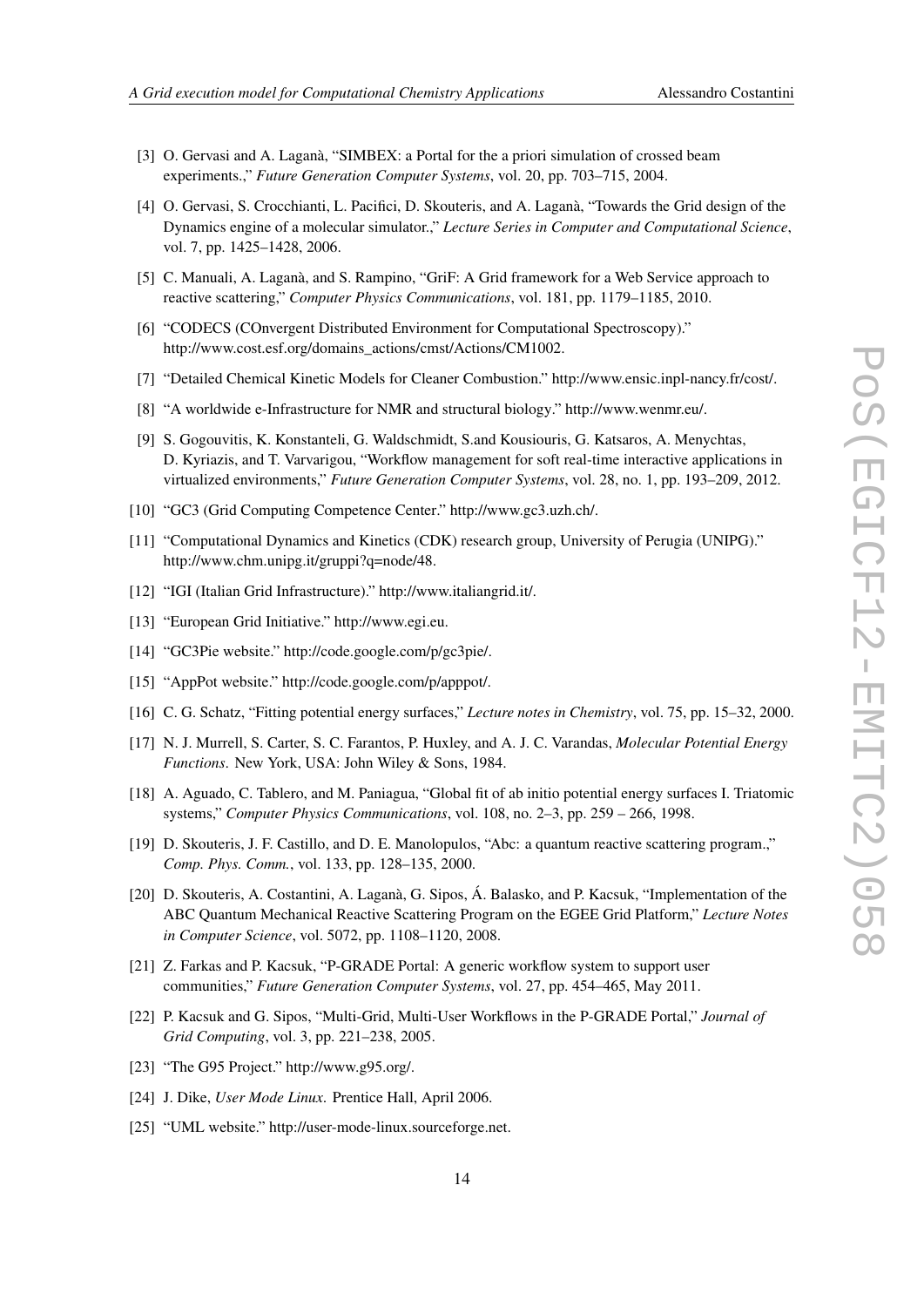[3] O. Gervasi and A. Laganà, "SIMBEX: a Portal for the a priori simulation of crossed beam experiments.," *Future Generation Computer Systems*, vol. 20, pp. 703–715, 2004.

[4] O. Gervasi, S. Crocchianti, L. Pacifici, D. Skouteris, and A. Laganà, "Towards the Grid design of the Dynamics engine of a molecular simulator.," *Lecture Series in Computer and Computational Science*, vol. 7, pp. 1425–1428, 2006.

[5] C. Manuali, A. Laganà, and S. Rampino, "GriF: A Grid framework for a Web Service approach to reactive scattering," *Computer Physics Communications*, vol. 181, pp. 1179–1185, 2010.

[6] "CODECS (COnvergent Distributed Environment for Computational Spectroscopy)." http://www.cost.esf.org/domains_actions/cmst/Actions/CM1002.

[7] "Detailed Chemical Kinetic Models for Cleaner Combustion." http://www.ensic.inpl-nancy.fr/cost/.

[8] "A worldwide e-Infrastructure for NMR and structural biology." http://www.wenmr.eu/.

[9] S. Gogouvitis, K. Konstanteli, G. Waldschmidt, S.and Kousiouris, G. Katsaros, A. Menychtas, D. Kyriazis, and T. Varvarigou, "Workflow management for soft real-time interactive applications in virtualized environments," *Future Generation Computer Systems*, vol. 28, no. 1, pp. 193–209, 2012.

[10] "GC3 (Grid Computing Competence Center." http://www.gc3.uzh.ch/.

[11] "Computational Dynamics and Kinetics (CDK) research group, University of Perugia (UNIPG)." http://www.chm.unipg.it/gruppi?q=node/48.

[12] "IGI (Italian Grid Infrastructure)." http://www.italiangrid.it/.

[13] "European Grid Initiative." http://www.egi.eu.

[14] "GC3Pie website." http://code.google.com/p/gc3pie/.

[15] "AppPot website." http://code.google.com/p/apppot/.

[16] C. G. Schatz, "Fitting potential energy surfaces," *Lecture notes in Chemistry*, vol. 75, pp. 15–32, 2000.

[17] N. J. Murrell, S. Carter, S. C. Farantos, P. Huxley, and A. J. C. Varandas, *Molecular Potential Energy Functions*. New York, USA: John Wiley & Sons, 1984.

[18] A. Aguado, C. Tablero, and M. Paniagua, "Global fit of ab initio potential energy surfaces I. Triatomic systems," *Computer Physics Communications*, vol. 108, no. 2–3, pp. 259 – 266, 1998.

[19] D. Skouteris, J. F. Castillo, and D. E. Manolopulos, "Abc: a quantum reactive scattering program.," *Comp. Phys. Comm.*, vol. 133, pp. 128–135, 2000.

[20] D. Skouteris, A. Costantini, A. Laganà, G. Sipos, Á. Balasko, and P. Kacsuk, "Implementation of the ABC Quantum Mechanical Reactive Scattering Program on the EGEE Grid Platform," *Lecture Notes in Computer Science*, vol. 5072, pp. 1108–1120, 2008.

[21] Z. Farkas and P. Kacsuk, "P-GRADE Portal: A generic workflow system to support user communities," *Future Generation Computer Systems*, vol. 27, pp. 454–465, May 2011.

[22] P. Kacsuk and G. Sipos, "Multi-Grid, Multi-User Workflows in the P-GRADE Portal," *Journal of Grid Computing*, vol. 3, pp. 221–238, 2005.

[23] "The G95 Project." http://www.g95.org/.

[24] J. Dike, *User Mode Linux*. Prentice Hall, April 2006.

[25] "UML website." http://user-mode-linux.sourceforge.net.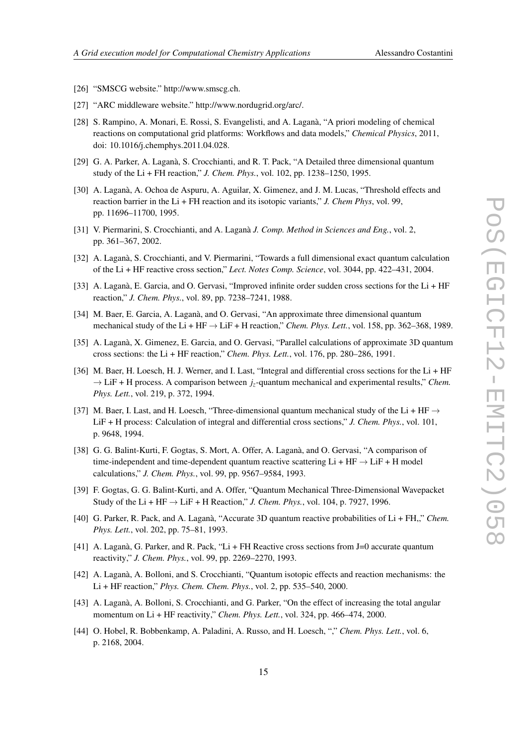[26] "SMSCG website." http://www.smscg.ch.

[27] "ARC middleware website." http://www.nordugrid.org/arc/.

[28] S. Rampino, A. Monari, E. Rossi, S. Evangelisti, and A. Laganà, "A priori modeling of chemical reactions on computational grid platforms: Workflows and data models," *Chemical Physics*, 2011, doi: 10.1016/j.chemphys.2011.04.028.

[29] G. A. Parker, A. Laganà, S. Crocchianti, and R. T. Pack, "A Detailed three dimensional quantum study of the Li + FH reaction," *J. Chem. Phys.*, vol. 102, pp. 1238–1250, 1995.

[30] A. Laganà, A. Ochoa de Aspuru, A. Aguilar, X. Gimenez, and J. M. Lucas, "Threshold effects and reaction barrier in the Li + FH reaction and its isotopic variants," *J. Chem Phys*, vol. 99, pp. 11696–11700, 1995.

[31] V. Piermarini, S. Crocchianti, and A. Laganà *J. Comp. Method in Sciences and Eng.*, vol. 2, pp. 361–367, 2002.

[32] A. Laganà, S. Crocchianti, and V. Piermarini, "Towards a full dimensional exact quantum calculation of the Li + HF reactive cross section," *Lect. Notes Comp. Science*, vol. 3044, pp. 422–431, 2004.

[33] A. Laganà, E. Garcia, and O. Gervasi, "Improved infinite order sudden cross sections for the Li + HF reaction," *J. Chem. Phys.*, vol. 89, pp. 7238–7241, 1988.

[34] M. Baer, E. Garcia, A. Laganà, and O. Gervasi, "An approximate three dimensional quantum mechanical study of the Li + HF $\rightarrow$ LiF + H reaction," *Chem. Phys. Lett.*, vol. 158, pp. 362–368, 1989.

[35] A. Laganà, X. Gimenez, E. Garcia, and O. Gervasi, "Parallel calculations of approximate 3D quantum cross sections: the Li + HF reaction," *Chem. Phys. Lett.*, vol. 176, pp. 280–286, 1991.

[36] M. Baer, H. Loesch, H. J. Werner, and I. Last, "Integral and differential cross sections for the Li + HF $\rightarrow$ LiF + H process. A comparison between $j_z$-quantum mechanical and experimental results," *Chem. Phys. Lett.*, vol. 219, p. 372, 1994.

[37] M. Baer, I. Last, and H. Loesch, "Three-dimensional quantum mechanical study of the Li + HF $\rightarrow$ LiF + H process: Calculation of integral and differential cross sections," *J. Chem. Phys.*, vol. 101, p. 9648, 1994.

[38] G. G. Balint-Kurti, F. Gogtas, S. Mort, A. Offer, A. Laganà, and O. Gervasi, "A comparison of time-independent and time-dependent quantum reactive scattering Li + HF $\rightarrow$ LiF + H model calculations," *J. Chem. Phys.*, vol. 99, pp. 9567–9584, 1993.

[39] F. Gogtas, G. G. Balint-Kurti, and A. Offer, "Quantum Mechanical Three-Dimensional Wavepacket Study of the Li + HF $\rightarrow$ LiF + H Reaction," *J. Chem. Phys.*, vol. 104, p. 7927, 1996.

[40] G. Parker, R. Pack, and A. Laganà, "Accurate 3D quantum reactive probabilities of Li + FH,," *Chem. Phys. Lett.*, vol. 202, pp. 75–81, 1993.

[41] A. Laganà, G. Parker, and R. Pack, "Li + FH Reactive cross sections from J=0 accurate quantum reactivity," *J. Chem. Phys.*, vol. 99, pp. 2269–2270, 1993.

[42] A. Laganà, A. Bolloni, and S. Crocchianti, "Quantum isotopic effects and reaction mechanisms: the Li + HF reaction," *Phys. Chem. Chem. Phys.*, vol. 2, pp. 535–540, 2000.

[43] A. Laganà, A. Bolloni, S. Crocchianti, and G. Parker, "On the effect of increasing the total angular momentum on Li + HF reactivity," *Chem. Phys. Lett.*, vol. 324, pp. 466–474, 2000.

[44] O. Hobel, R. Bobbenkamp, A. Paladini, A. Russo, and H. Loesch, "," *Chem. Phys. Lett.*, vol. 6, p. 2168, 2004.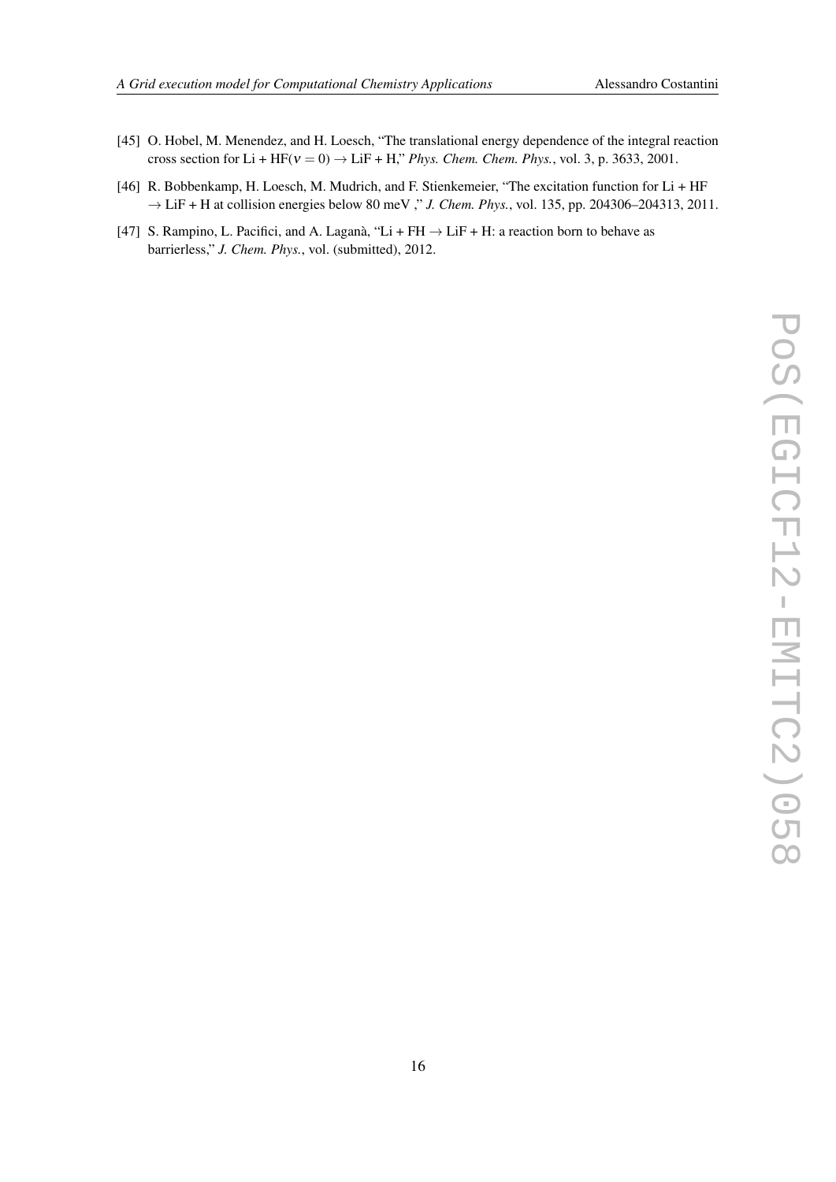[45] O. Hobel, M. Menendez, and H. Loesch, “The translational energy dependence of the integral reaction cross section for Li + HF($v = 0$) $\rightarrow$ LiF + H,” *Phys. Chem. Chem. Phys.*, vol. 3, p. 3633, 2001.

[46] R. Bobbenkamp, H. Loesch, M. Mudrich, and F. Stienkemeier, “The excitation function for Li + HF $\rightarrow$ LiF + H at collision energies below 80 meV ,” *J. Chem. Phys.*, vol. 135, pp. 204306–204313, 2011.

[47] S. Rampino, L. Pacifici, and A. Laganà, “Li + FH $\rightarrow$ LiF + H: a reaction born to behave as barrierless,” *J. Chem. Phys.*, vol. (submitted), 2012.